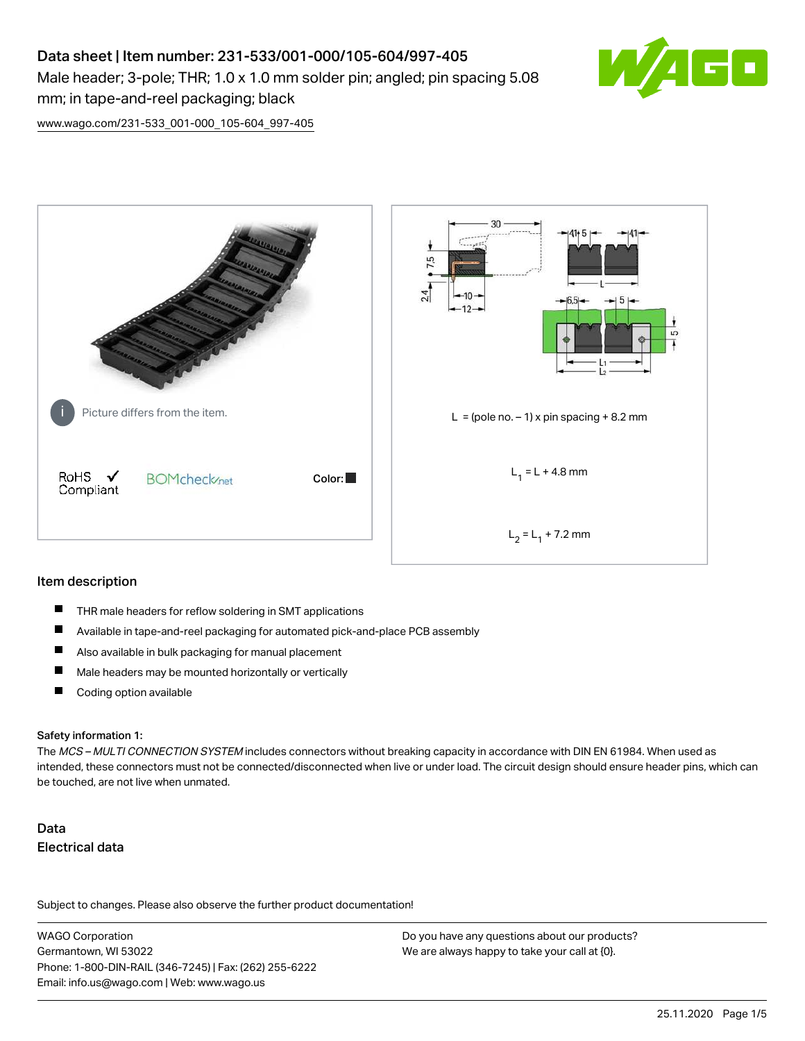# Data sheet | Item number: 231-533/001-000/105-604/997-405

Male header; 3-pole; THR; 1.0 x 1.0 mm solder pin; angled; pin spacing 5.08 mm; in tape-and-reel packaging; black

www.wago.com/231-533_001-000_105-604_997-405

Picture differs from the item.

RoHS Compliant ✓ BOMcheck.net Color: ■

L = (pole no. – 1) x pin spacing + 8.2 mm

$L_1$ = L + 4.8 mm

$L_2$ = $L_1$ + 7.2 mm

## Item description

- THR male headers for reflow soldering in SMT applications
- Available in tape-and-reel packaging for automated pick-and-place PCB assembly
- Also available in bulk packaging for manual placement
- Male headers may be mounted horizontally or vertically
- Coding option available

### Safety information 1:

The *MCS – MULTI CONNECTION SYSTEM* includes connectors without breaking capacity in accordance with DIN EN 61984. When used as intended, these connectors must not be connected/disconnected when live or under load. The circuit design should ensure header pins, which can be touched, are not live when unmated.

## Data

### Electrical data

Subject to changes. Please also observe the further product documentation!

WAGO Corporation
Germantown, WI 53022
Phone: 1-800-DIN-RAIL (346-7245) | Fax: (262) 255-6222
Email: info.us@wago.com | Web: www.wago.us

Do you have any questions about our products?
We are always happy to take your call at {0}.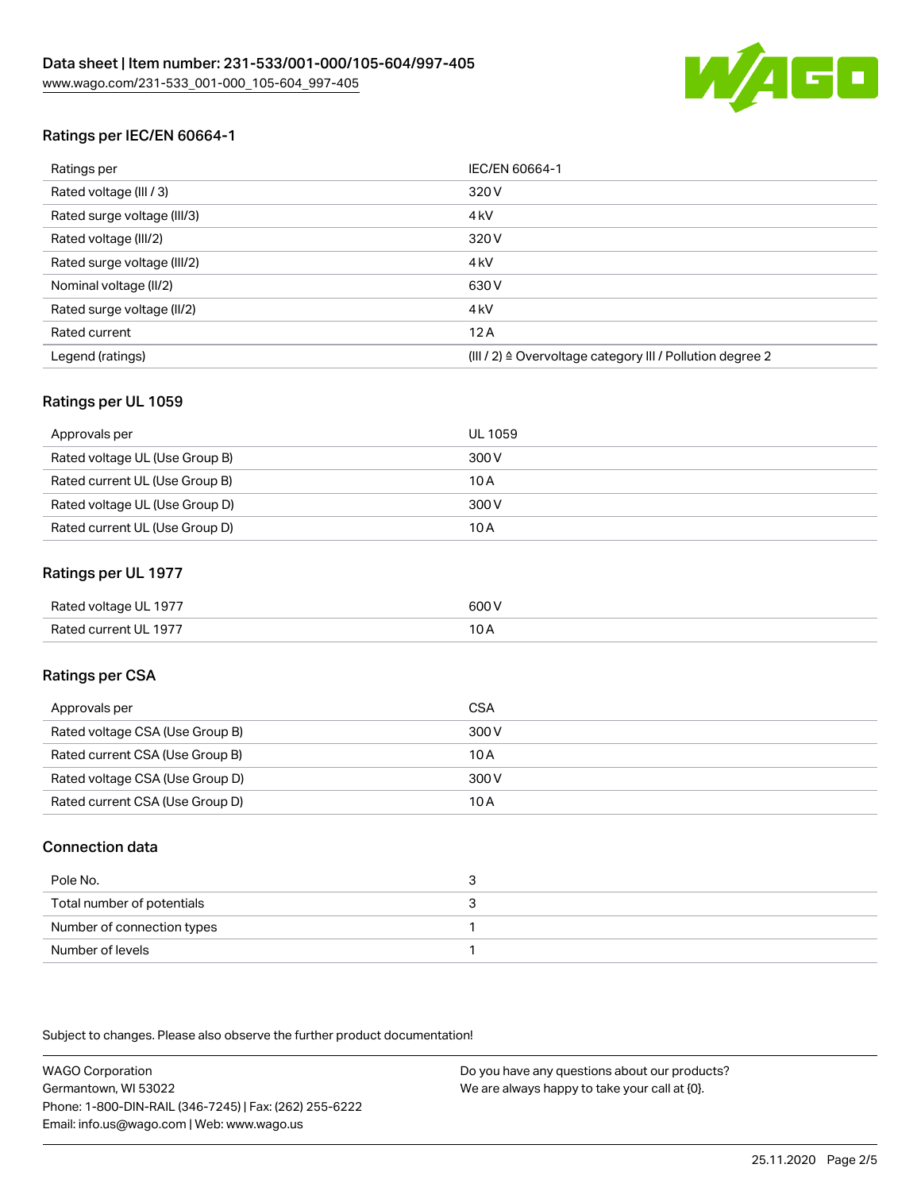## Ratings per IEC/EN 60664-1

| Ratings per | IEC/EN 60664-1 |
| --- | --- |
| Rated voltage (III / 3) | 320 V |
| Rated surge voltage (III/3) | 4 kV |
| Rated voltage (III/2) | 320 V |
| Rated surge voltage (III/2) | 4 kV |
| Nominal voltage (II/2) | 630 V |
| Rated surge voltage (II/2) | 4 kV |
| Rated current | 12 A |
| Legend (ratings) | (III / 2) ≙ Overvoltage category III / Pollution degree 2 |

## Ratings per UL 1059

| Approvals per | UL 1059 |
| --- | --- |
| Rated voltage UL (Use Group B) | 300 V |
| Rated current UL (Use Group B) | 10 A |
| Rated voltage UL (Use Group D) | 300 V |
| Rated current UL (Use Group D) | 10 A |

## Ratings per UL 1977

| | |
| --- | --- |
| Rated voltage UL 1977 | 600 V |
| Rated current UL 1977 | 10 A |

## Ratings per CSA

| Approvals per | CSA |
| --- | --- |
| Rated voltage CSA (Use Group B) | 300 V |
| Rated current CSA (Use Group B) | 10 A |
| Rated voltage CSA (Use Group D) | 300 V |
| Rated current CSA (Use Group D) | 10 A |

## Connection data

| | |
| --- | --- |
| Pole No. | 3 |
| Total number of potentials | 3 |
| Number of connection types | 1 |
| Number of levels | 1 |

Subject to changes. Please also observe the further product documentation!

WAGO Corporation
Germantown, WI 53022
Phone: 1-800-DIN-RAIL (346-7245) | Fax: (262) 255-6222
Email: info.us@wago.com | Web: www.wago.us

Do you have any questions about our products?
We are always happy to take your call at {0}.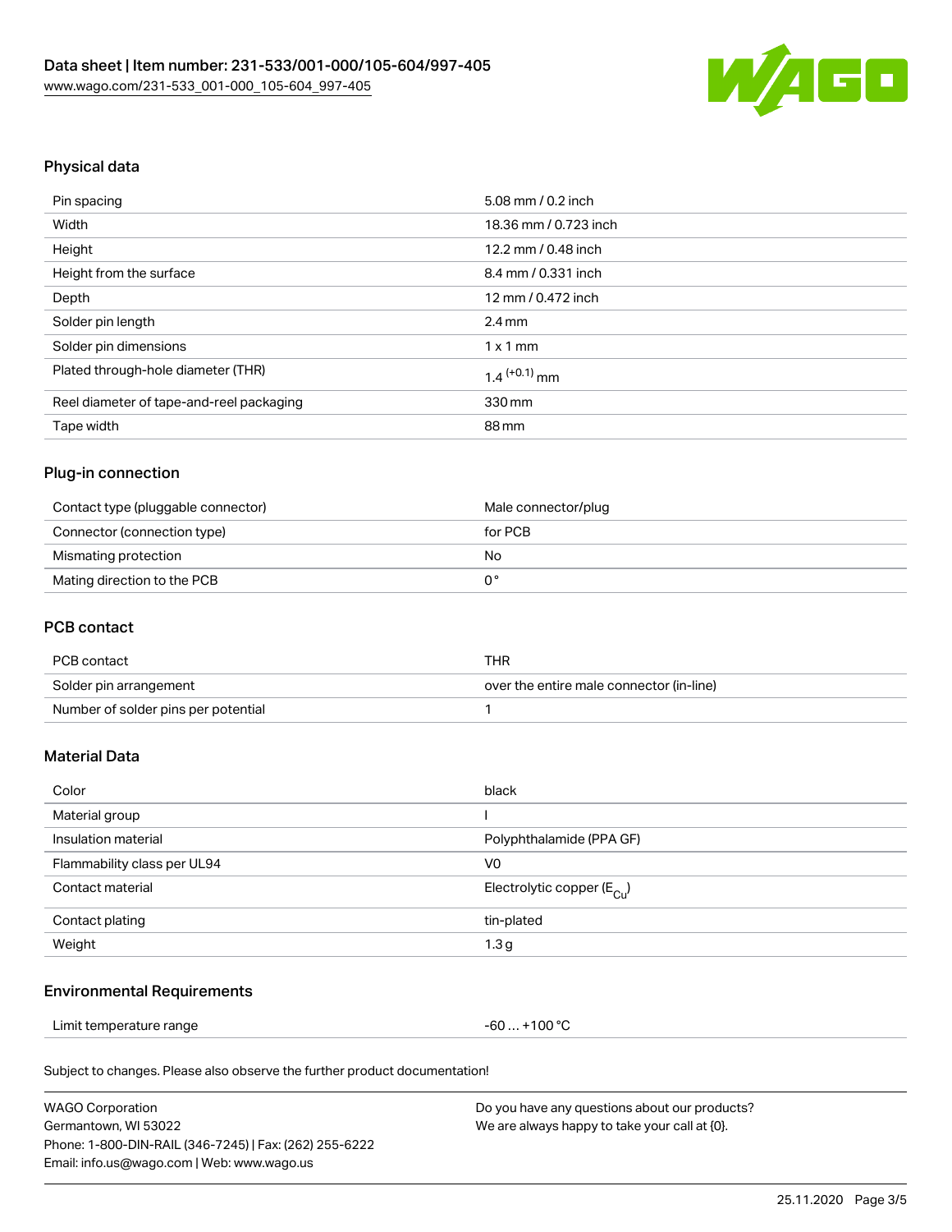## Physical data

| | |
|---|---|
| Pin spacing | 5.08 mm / 0.2 inch |
| Width | 18.36 mm / 0.723 inch |
| Height | 12.2 mm / 0.48 inch |
| Height from the surface | 8.4 mm / 0.331 inch |
| Depth | 12 mm / 0.472 inch |
| Solder pin length | 2.4 mm |
| Solder pin dimensions | 1 x 1 mm |
| Plated through-hole diameter (THR) | $1.4^{(+0.1)}$ mm |
| Reel diameter of tape-and-reel packaging | 330 mm |
| Tape width | 88 mm |

## Plug-in connection

| | |
|---|---|
| Contact type (pluggable connector) | Male connector/plug |
| Connector (connection type) | for PCB |
| Mismating protection | No |
| Mating direction to the PCB | 0 ° |

## PCB contact

| | |
|---|---|
| PCB contact | THR |
| Solder pin arrangement | over the entire male connector (in-line) |
| Number of solder pins per potential | 1 |

## Material Data

| | |
|---|---|
| Color | black |
| Material group | I |
| Insulation material | Polyphthalamide (PPA GF) |
| Flammability class per UL94 | V0 |
| Contact material | Electrolytic copper ($E_{Cu}$) |
| Contact plating | tin-plated |
| Weight | 1.3 g |

## Environmental Requirements

| | |
|---|---|
| Limit temperature range | -60 … +100 °C |

Subject to changes. Please also observe the further product documentation!

WAGO Corporation
Germantown, WI 53022
Phone: 1-800-DIN-RAIL (346-7245) | Fax: (262) 255-6222
Email: info.us@wago.com | Web: www.wago.us

Do you have any questions about our products?
We are always happy to take your call at {0}.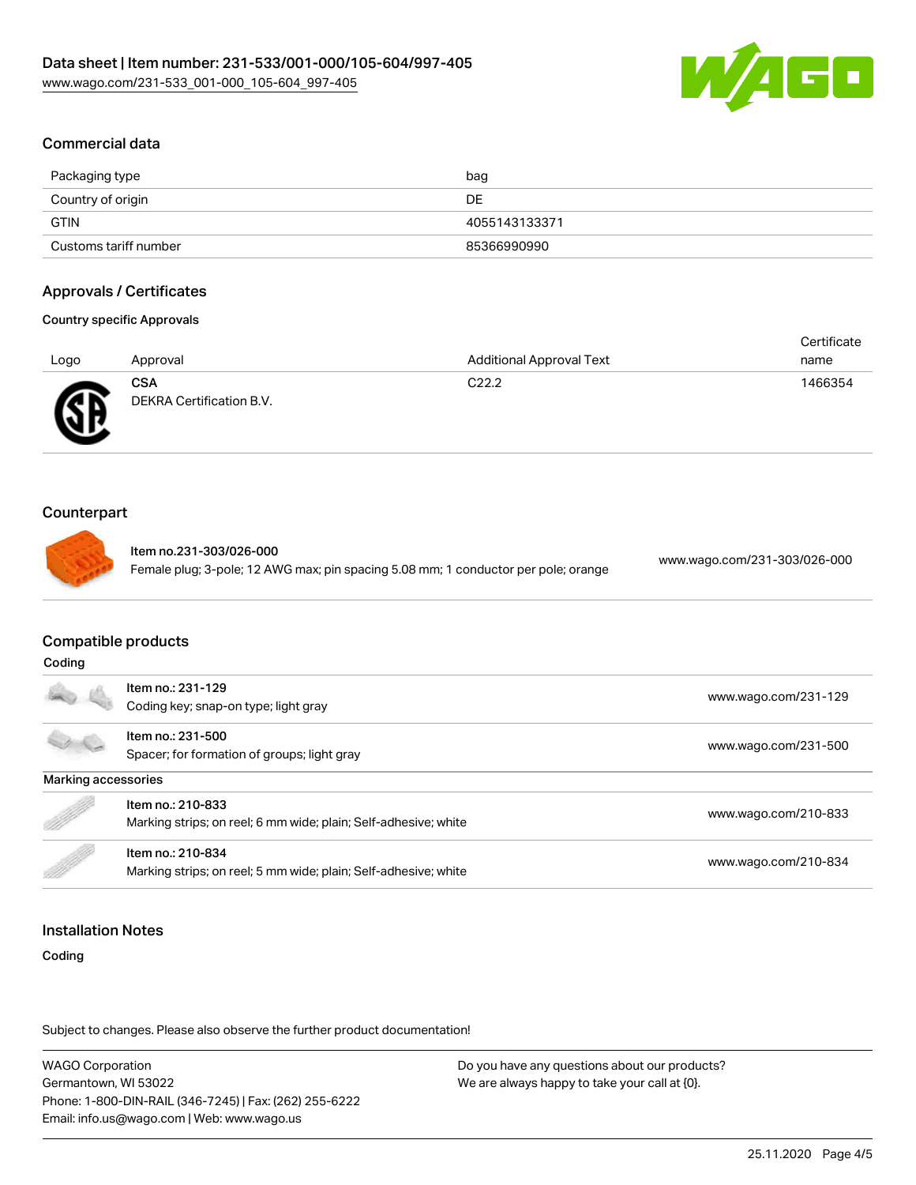## Commercial data

| Packaging type | bag |
| --- | --- |
| Country of origin | DE |
| GTIN | 4055143133371 |
| Customs tariff number | 85366990990 |

## Approvals / Certificates

### Country specific Approvals

| Logo | Approval | Additional Approval Text | Certificate name |
| --- | --- | --- | --- |
| | **CSA**<br>DEKRA Certification B.V. | C22.2 | 1466354 |

## Counterpart

| | | |
| --- | --- | --- |
| | **Item no.231-303/026-000**<br>Female plug; 3-pole; 12 AWG max; pin spacing 5.08 mm; 1 conductor per pole; orange | www.wago.com/231-303/026-000 |

## Compatible products

**Coding**

| | | |
| --- | --- | --- |
| | Item no.: 231-129<br>Coding key; snap-on type; light gray | www.wago.com/231-129 |
| | Item no.: 231-500<br>Spacer; for formation of groups; light gray | www.wago.com/231-500 |

**Marking accessories**

| | | |
| --- | --- | --- |
| | Item no.: 210-833<br>Marking strips; on reel; 6 mm wide; plain; Self-adhesive; white | www.wago.com/210-833 |
| | Item no.: 210-834<br>Marking strips; on reel; 5 mm wide; plain; Self-adhesive; white | www.wago.com/210-834 |

## Installation Notes

**Coding**

Subject to changes. Please also observe the further product documentation!

WAGO Corporation
Germantown, WI 53022
Phone: 1-800-DIN-RAIL (346-7245) | Fax: (262) 255-6222
Email: info.us@wago.com | Web: www.wago.us

Do you have any questions about our products?
We are always happy to take your call at {0}.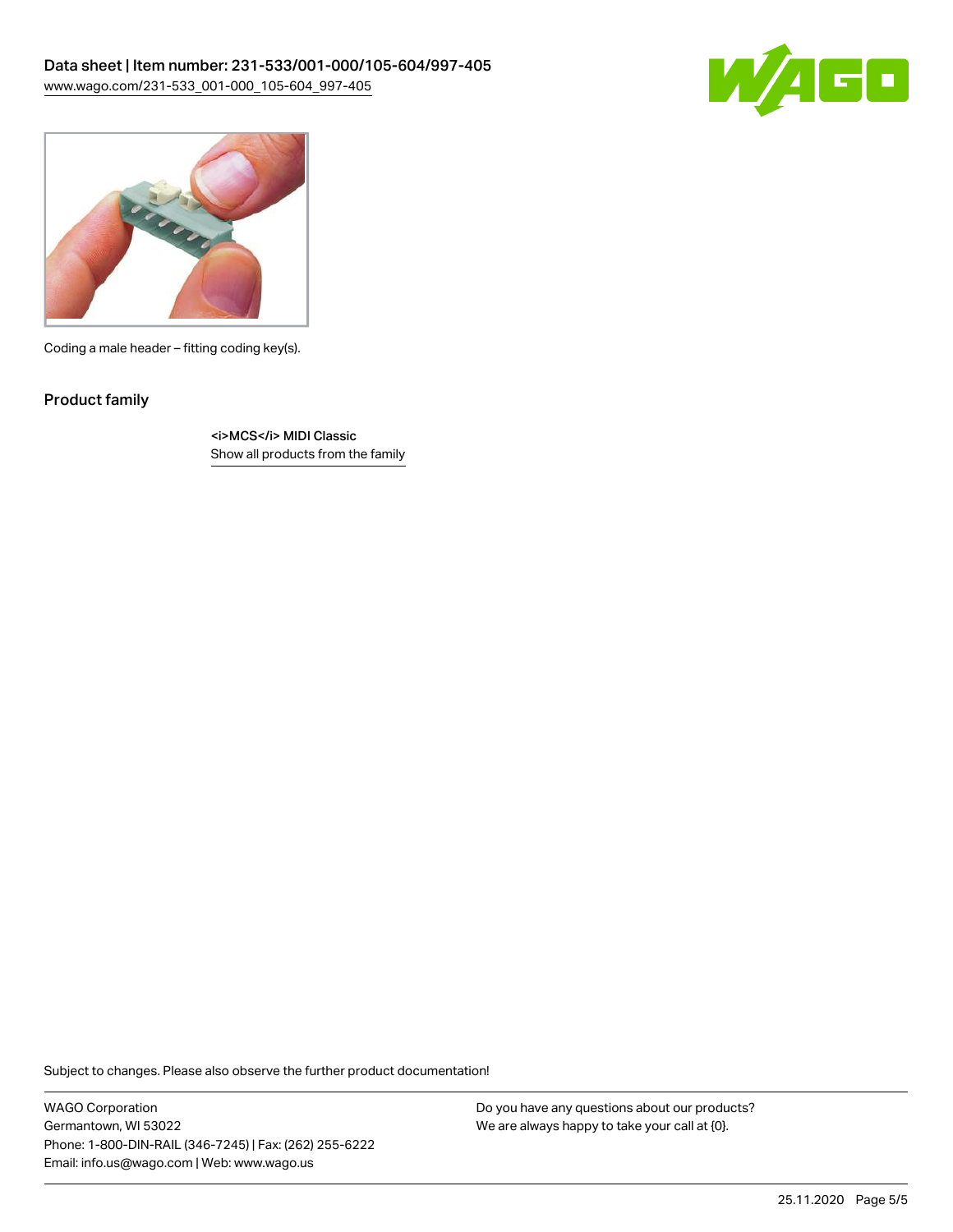Coding a male header – fitting coding key(s).

## Product family

<i>MCS</i> MIDI Classic
Show all products from the family

Subject to changes. Please also observe the further product documentation!

WAGO Corporation
Germantown, WI 53022
Phone: 1-800-DIN-RAIL (346-7245) | Fax: (262) 255-6222
Email: info.us@wago.com | Web: www.wago.us

Do you have any questions about our products?
We are always happy to take your call at {0}.